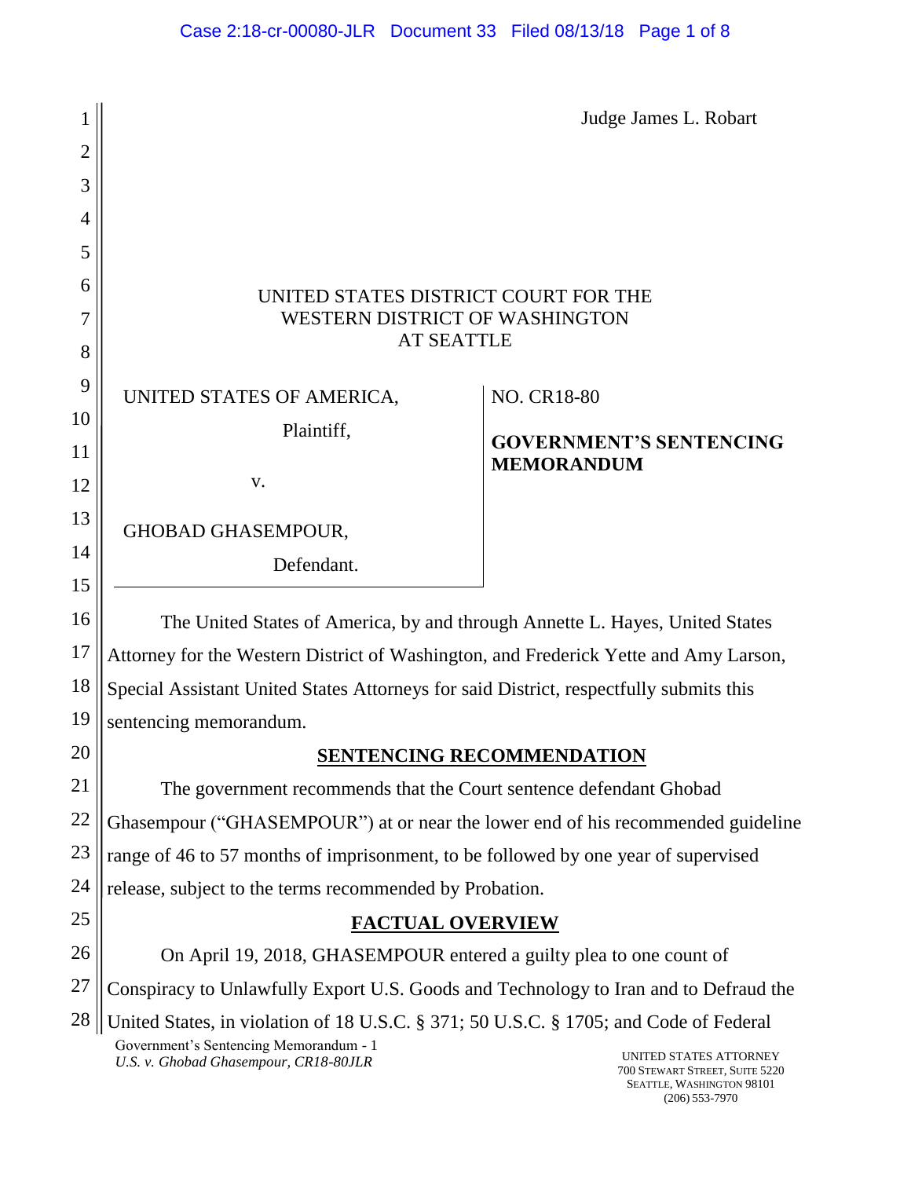Judge James L. Robart

UNITED STATES DISTRICT COURT FOR THE
WESTERN DISTRICT OF WASHINGTON
AT SEATTLE

| | |
|---|---|
| UNITED STATES OF AMERICA, Plaintiff, v. GHOBAD GHASEMPOUR, Defendant. | NO. CR18-80 **GOVERNMENT'S SENTENCING MEMORANDUM** |

The United States of America, by and through Annette L. Hayes, United States Attorney for the Western District of Washington, and Frederick Yette and Amy Larson, Special Assistant United States Attorneys for said District, respectfully submits this sentencing memorandum.

## SENTENCING RECOMMENDATION

The government recommends that the Court sentence defendant Ghobad Ghasempour ("GHASEMPOUR") at or near the lower end of his recommended guideline range of 46 to 57 months of imprisonment, to be followed by one year of supervised release, subject to the terms recommended by Probation.

## FACTUAL OVERVIEW

On April 19, 2018, GHASEMPOUR entered a guilty plea to one count of Conspiracy to Unlawfully Export U.S. Goods and Technology to Iran and to Defraud the United States, in violation of 18 U.S.C. § 371; 50 U.S.C. § 1705; and Code of Federal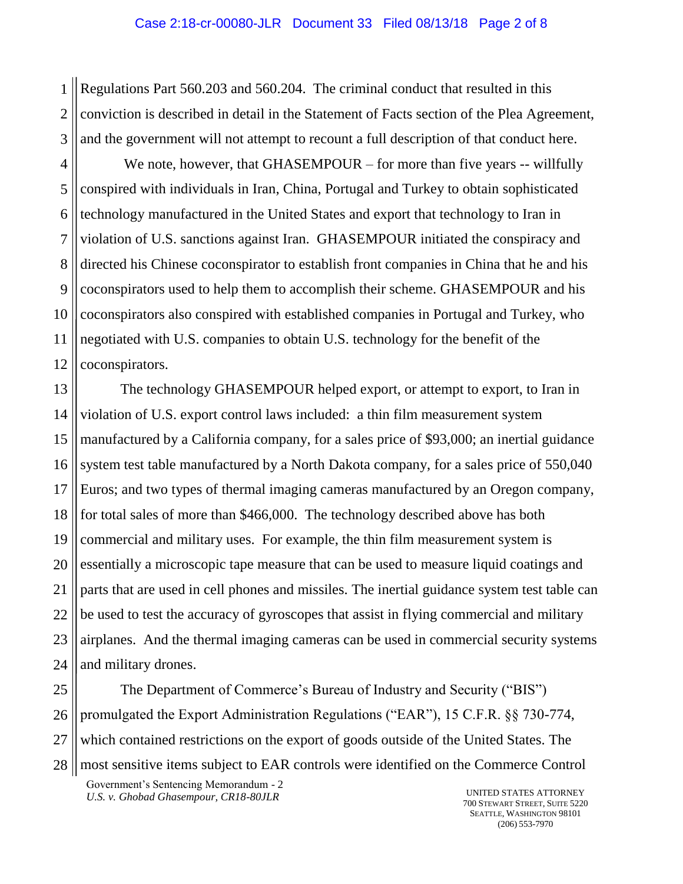Regulations Part 560.203 and 560.204. The criminal conduct that resulted in this conviction is described in detail in the Statement of Facts section of the Plea Agreement, and the government will not attempt to recount a full description of that conduct here.

We note, however, that GHASEMPOUR – for more than five years -- willfully conspired with individuals in Iran, China, Portugal and Turkey to obtain sophisticated technology manufactured in the United States and export that technology to Iran in violation of U.S. sanctions against Iran. GHASEMPOUR initiated the conspiracy and directed his Chinese coconspirator to establish front companies in China that he and his coconspirators used to help them to accomplish their scheme. GHASEMPOUR and his coconspirators also conspired with established companies in Portugal and Turkey, who negotiated with U.S. companies to obtain U.S. technology for the benefit of the coconspirators.

The technology GHASEMPOUR helped export, or attempt to export, to Iran in violation of U.S. export control laws included: a thin film measurement system manufactured by a California company, for a sales price of $93,000; an inertial guidance system test table manufactured by a North Dakota company, for a sales price of 550,040 Euros; and two types of thermal imaging cameras manufactured by an Oregon company, for total sales of more than $466,000. The technology described above has both commercial and military uses. For example, the thin film measurement system is essentially a microscopic tape measure that can be used to measure liquid coatings and parts that are used in cell phones and missiles. The inertial guidance system test table can be used to test the accuracy of gyroscopes that assist in flying commercial and military airplanes. And the thermal imaging cameras can be used in commercial security systems and military drones.

The Department of Commerce's Bureau of Industry and Security ("BIS") promulgated the Export Administration Regulations ("EAR"), 15 C.F.R. §§ 730-774, which contained restrictions on the export of goods outside of the United States. The most sensitive items subject to EAR controls were identified on the Commerce Control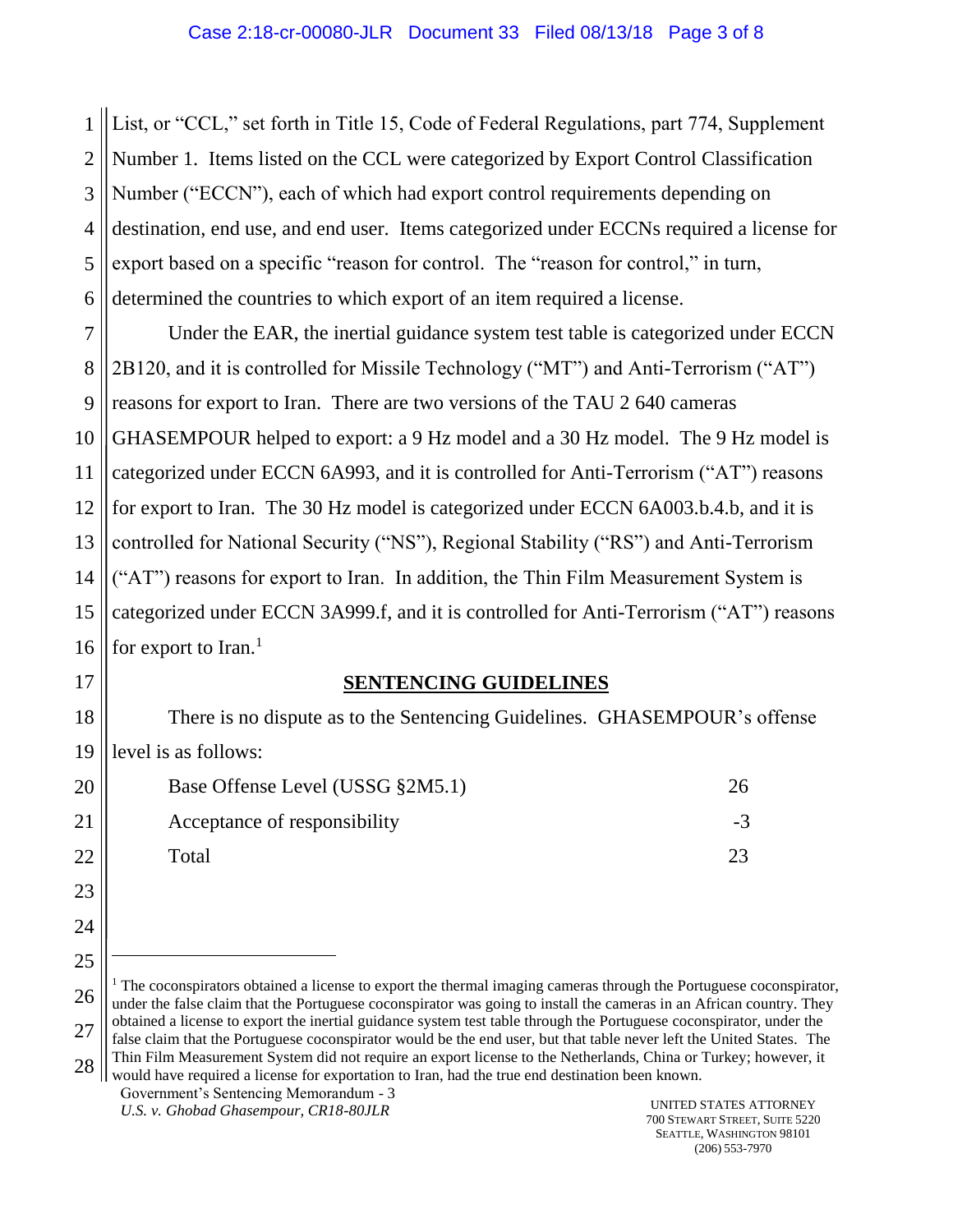List, or "CCL," set forth in Title 15, Code of Federal Regulations, part 774, Supplement Number 1. Items listed on the CCL were categorized by Export Control Classification Number ("ECCN"), each of which had export control requirements depending on destination, end use, and end user. Items categorized under ECCNs required a license for export based on a specific "reason for control. The "reason for control," in turn, determined the countries to which export of an item required a license.

Under the EAR, the inertial guidance system test table is categorized under ECCN 2B120, and it is controlled for Missile Technology ("MT") and Anti-Terrorism ("AT") reasons for export to Iran. There are two versions of the TAU 2 640 cameras GHASEMPOUR helped to export: a 9 Hz model and a 30 Hz model. The 9 Hz model is categorized under ECCN 6A993, and it is controlled for Anti-Terrorism ("AT") reasons for export to Iran. The 30 Hz model is categorized under ECCN 6A003.b.4.b, and it is controlled for National Security ("NS"), Regional Stability ("RS") and Anti-Terrorism ("AT") reasons for export to Iran. In addition, the Thin Film Measurement System is categorized under ECCN 3A999.f, and it is controlled for Anti-Terrorism ("AT") reasons for export to Iran.[1]

## SENTENCING GUIDELINES

There is no dispute as to the Sentencing Guidelines. GHASEMPOUR's offense level is as follows:

| | |
|---|---|
| Base Offense Level (USSG §2M5.1) | 26 |
| Acceptance of responsibility | -3 |
| Total | 23 |

---

[1] The coconspirators obtained a license to export the thermal imaging cameras through the Portuguese coconspirator, under the false claim that the Portuguese coconspirator was going to install the cameras in an African country. They obtained a license to export the inertial guidance system test table through the Portuguese coconspirator, under the false claim that the Portuguese coconspirator would be the end user, but that table never left the United States. The Thin Film Measurement System did not require an export license to the Netherlands, China or Turkey; however, it would have required a license for exportation to Iran, had the true end destination been known.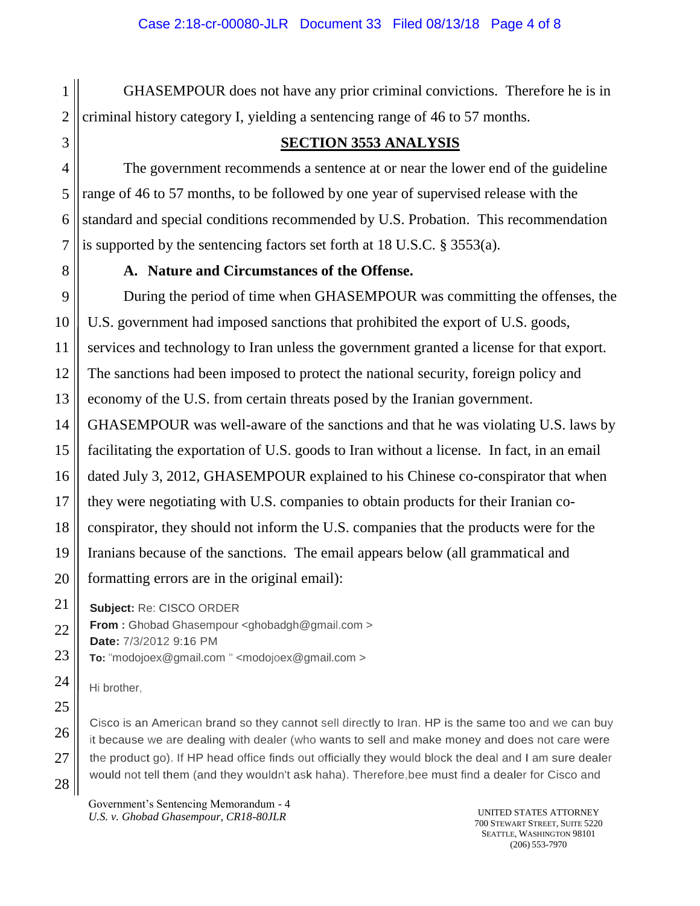GHASEMPOUR does not have any prior criminal convictions. Therefore he is in criminal history category I, yielding a sentencing range of 46 to 57 months.

## SECTION 3553 ANALYSIS

The government recommends a sentence at or near the lower end of the guideline range of 46 to 57 months, to be followed by one year of supervised release with the standard and special conditions recommended by U.S. Probation. This recommendation is supported by the sentencing factors set forth at 18 U.S.C. § 3553(a).

### A. Nature and Circumstances of the Offense.

During the period of time when GHASEMPOUR was committing the offenses, the U.S. government had imposed sanctions that prohibited the export of U.S. goods, services and technology to Iran unless the government granted a license for that export. The sanctions had been imposed to protect the national security, foreign policy and economy of the U.S. from certain threats posed by the Iranian government. GHASEMPOUR was well-aware of the sanctions and that he was violating U.S. laws by facilitating the exportation of U.S. goods to Iran without a license. In fact, in an email dated July 3, 2012, GHASEMPOUR explained to his Chinese co-conspirator that when they were negotiating with U.S. companies to obtain products for their Iranian co-conspirator, they should not inform the U.S. companies that the products were for the Iranians because of the sanctions. The email appears below (all grammatical and formatting errors are in the original email):

> **Subject:** Re: CISCO ORDER
> **From :** Ghobad Ghasempour <ghobadgh@gmail.com >
> **Date:** 7/3/2012 9:16 PM
> **To:** "modojoex@gmail.com " <modojoex@gmail.com >
>
> Hi brother,
>
> Cisco is an American brand so they cannot sell directly to Iran. HP is the same too and we can buy it because we are dealing with dealer (who wants to sell and make money and does not care were the product go). If HP head office finds out officially they would block the deal and I am sure dealer would not tell them (and they wouldn't ask haha). Therefore,bee must find a dealer for Cisco and

Government's Sentencing Memorandum - 4
*U.S. v. Ghobad Ghasempour, CR18-80JLR*

UNITED STATES ATTORNEY
700 STEWART STREET, SUITE 5220
SEATTLE, WASHINGTON 98101
(206) 553-7970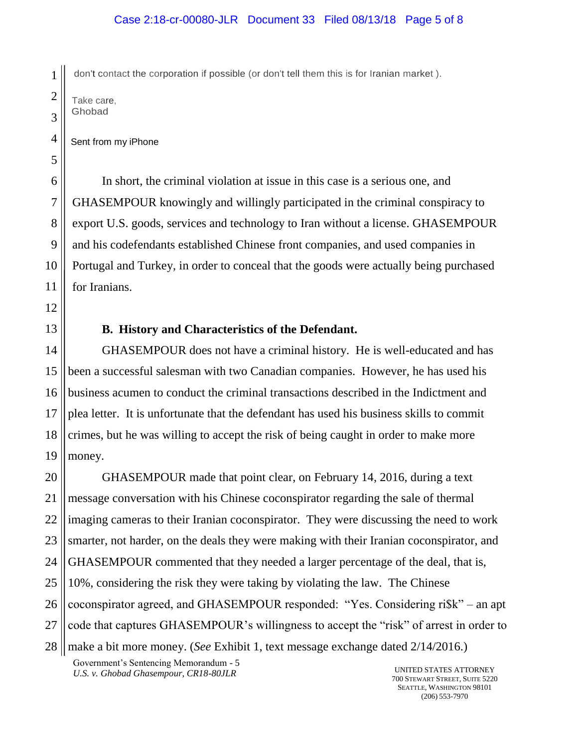don't contact the corporation if possible (or don't tell them this is for Iranian market ).

Take care,
Ghobad

Sent from my iPhone

In short, the criminal violation at issue in this case is a serious one, and GHASEMPOUR knowingly and willingly participated in the criminal conspiracy to export U.S. goods, services and technology to Iran without a license. GHASEMPOUR and his codefendants established Chinese front companies, and used companies in Portugal and Turkey, in order to conceal that the goods were actually being purchased for Iranians.

**B. History and Characteristics of the Defendant.**

GHASEMPOUR does not have a criminal history. He is well-educated and has been a successful salesman with two Canadian companies. However, he has used his business acumen to conduct the criminal transactions described in the Indictment and plea letter. It is unfortunate that the defendant has used his business skills to commit crimes, but he was willing to accept the risk of being caught in order to make more money.

GHASEMPOUR made that point clear, on February 14, 2016, during a text message conversation with his Chinese coconspirator regarding the sale of thermal imaging cameras to their Iranian coconspirator. They were discussing the need to work smarter, not harder, on the deals they were making with their Iranian coconspirator, and GHASEMPOUR commented that they needed a larger percentage of the deal, that is, 10%, considering the risk they were taking by violating the law. The Chinese coconspirator agreed, and GHASEMPOUR responded: "Yes. Considering ri$k" – an apt code that captures GHASEMPOUR's willingness to accept the "risk" of arrest in order to make a bit more money. (*See* Exhibit 1, text message exchange dated 2/14/2016.)

Government's Sentencing Memorandum - 5
*U.S. v. Ghobad Ghasempour, CR18-80JLR*

UNITED STATES ATTORNEY
700 STEWART STREET, SUITE 5220
SEATTLE, WASHINGTON 98101
(206) 553-7970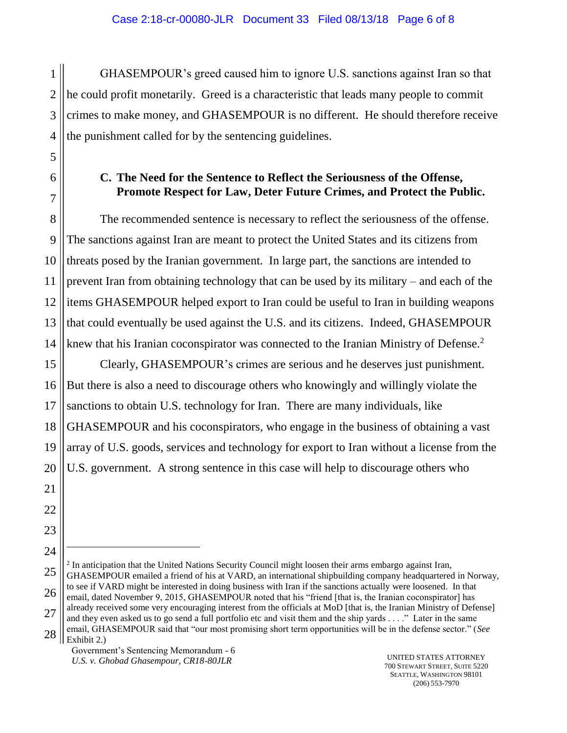GHASEMPOUR's greed caused him to ignore U.S. sanctions against Iran so that he could profit monetarily. Greed is a characteristic that leads many people to commit crimes to make money, and GHASEMPOUR is no different. He should therefore receive the punishment called for by the sentencing guidelines.

### C. The Need for the Sentence to Reflect the Seriousness of the Offense, Promote Respect for Law, Deter Future Crimes, and Protect the Public.

The recommended sentence is necessary to reflect the seriousness of the offense. The sanctions against Iran are meant to protect the United States and its citizens from threats posed by the Iranian government. In large part, the sanctions are intended to prevent Iran from obtaining technology that can be used by its military – and each of the items GHASEMPOUR helped export to Iran could be useful to Iran in building weapons that could eventually be used against the U.S. and its citizens. Indeed, GHASEMPOUR knew that his Iranian coconspirator was connected to the Iranian Ministry of Defense.[2]

Clearly, GHASEMPOUR's crimes are serious and he deserves just punishment. But there is also a need to discourage others who knowingly and willingly violate the sanctions to obtain U.S. technology for Iran. There are many individuals, like GHASEMPOUR and his coconspirators, who engage in the business of obtaining a vast array of U.S. goods, services and technology for export to Iran without a license from the U.S. government. A strong sentence in this case will help to discourage others who

---

[2] In anticipation that the United Nations Security Council might loosen their arms embargo against Iran, GHASEMPOUR emailed a friend of his at VARD, an international shipbuilding company headquartered in Norway, to see if VARD might be interested in doing business with Iran if the sanctions actually were loosened. In that email, dated November 9, 2015, GHASEMPOUR noted that his "friend [that is, the Iranian coconspirator] has already received some very encouraging interest from the officials at MoD [that is, the Iranian Ministry of Defense] and they even asked us to go send a full portfolio etc and visit them and the ship yards . . . ." Later in the same email, GHASEMPOUR said that "our most promising short term opportunities will be in the defense sector." (*See* Exhibit 2.)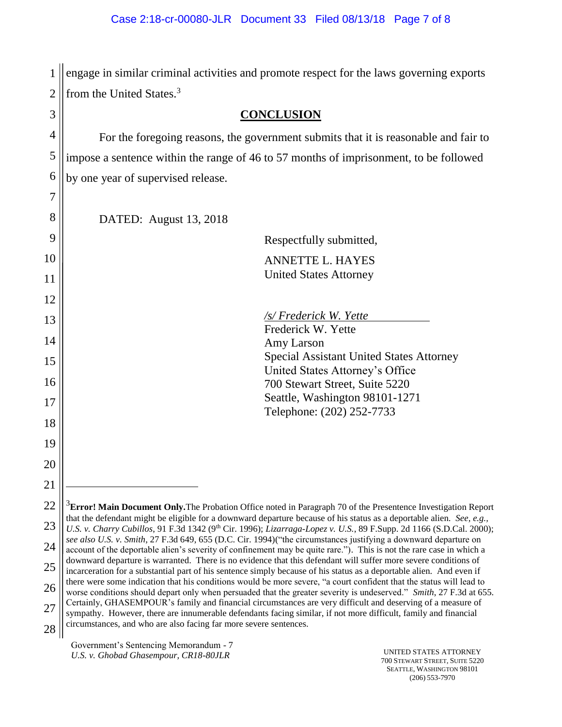engage in similar criminal activities and promote respect for the laws governing exports from the United States.[3]

## CONCLUSION

For the foregoing reasons, the government submits that it is reasonable and fair to impose a sentence within the range of 46 to 57 months of imprisonment, to be followed by one year of supervised release.

DATED: August 13, 2018

Respectfully submitted,

ANNETTE L. HAYES
United States Attorney

*/s/ Frederick W. Yette*
Frederick W. Yette
Amy Larson
Special Assistant United States Attorney
United States Attorney's Office
700 Stewart Street, Suite 5220
Seattle, Washington 98101-1271
Telephone: (202) 252-7733

---

[3] **Error! Main Document Only.** The Probation Office noted in Paragraph 70 of the Presentence Investigation Report that the defendant might be eligible for a downward departure because of his status as a deportable alien. *See, e.g., U.S. v. Charry Cubillos*, 91 F.3d 1342 (9th Cir. 1996); *Lizarraga-Lopez v. U.S.*, 89 F.Supp. 2d 1166 (S.D.Cal. 2000); *see also U.S. v. Smith*, 27 F.3d 649, 655 (D.C. Cir. 1994)("the circumstances justifying a downward departure on account of the deportable alien's severity of confinement may be quite rare."). This is not the rare case in which a downward departure is warranted. There is no evidence that this defendant will suffer more severe conditions of incarceration for a substantial part of his sentence simply because of his status as a deportable alien. And even if there were some indication that his conditions would be more severe, "a court confident that the status will lead to worse conditions should depart only when persuaded that the greater severity is undeserved." *Smith*, 27 F.3d at 655. Certainly, GHASEMPOUR's family and financial circumstances are very difficult and deserving of a measure of sympathy. However, there are innumerable defendants facing similar, if not more difficult, family and financial circumstances, and who are also facing far more severe sentences.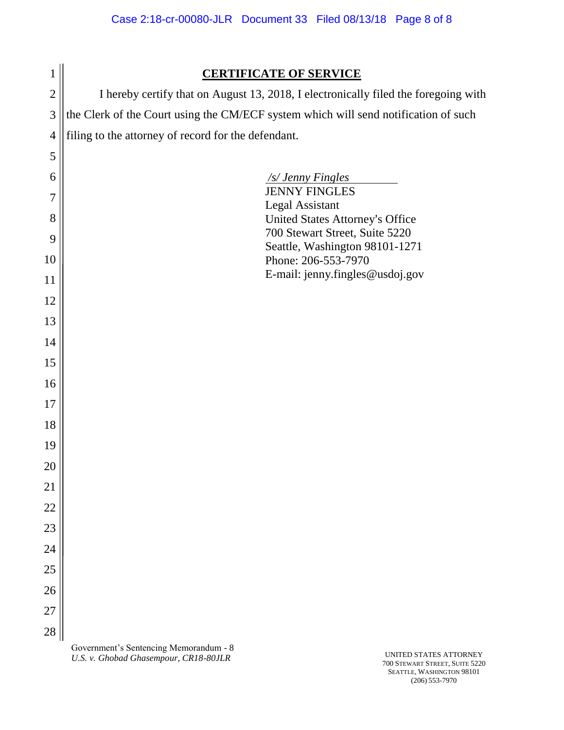## CERTIFICATE OF SERVICE

I hereby certify that on August 13, 2018, I electronically filed the foregoing with the Clerk of the Court using the CM/ECF system which will send notification of such filing to the attorney of record for the defendant.

*/s/ Jenny Fingles*
JENNY FINGLES
Legal Assistant
United States Attorney's Office
700 Stewart Street, Suite 5220
Seattle, Washington 98101-1271
Phone: 206-553-7970
E-mail: jenny.fingles@usdoj.gov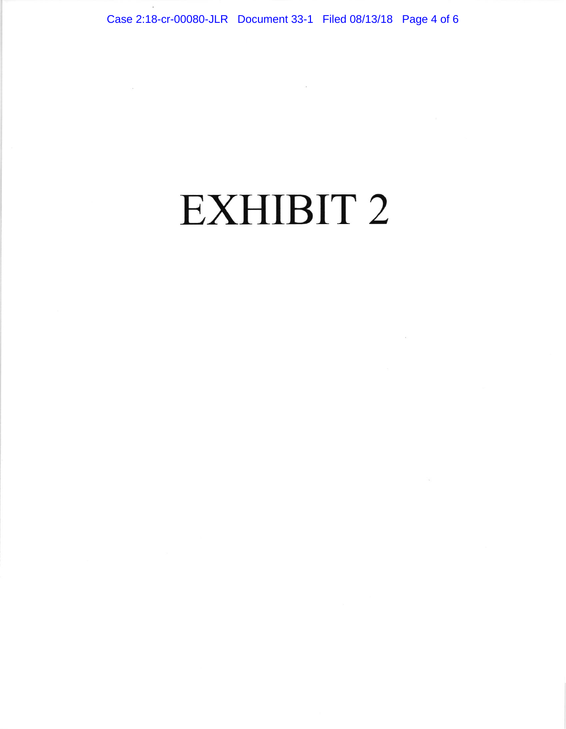# EXHIBIT 2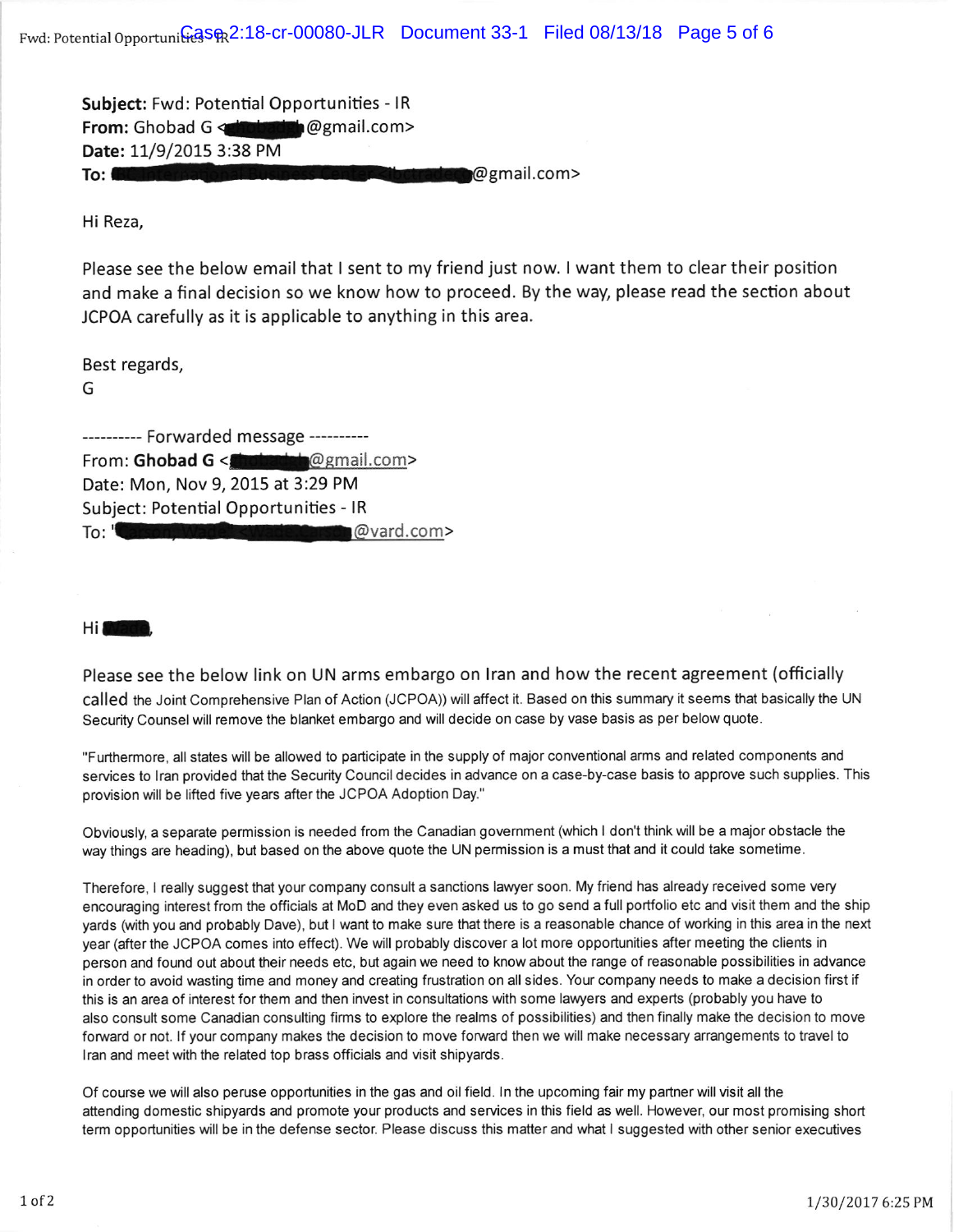**Subject:** Fwd: Potential Opportunities - IR
**From:** Ghobad G <[REDACTED]@gmail.com>
**Date:** 11/9/2015 3:38 PM
**To:** [REDACTED]@gmail.com>

Hi Reza,

Please see the below email that I sent to my friend just now. I want them to clear their position and make a final decision so we know how to proceed. By the way, please read the section about JCPOA carefully as it is applicable to anything in this area.

Best regards,
G

---------- Forwarded message ----------
From: **Ghobad G** <[REDACTED]@gmail.com>
Date: Mon, Nov 9, 2015 at 3:29 PM
Subject: Potential Opportunities - IR
To: '[REDACTED]@vard.com>

Hi [REDACTED],

Please see the below link on UN arms embargo on Iran and how the recent agreement (officially called the Joint Comprehensive Plan of Action (JCPOA)) will affect it. Based on this summary it seems that basically the UN Security Counsel will remove the blanket embargo and will decide on case by vase basis as per below quote.

"Furthermore, all states will be allowed to participate in the supply of major conventional arms and related components and services to Iran provided that the Security Council decides in advance on a case-by-case basis to approve such supplies. This provision will be lifted five years after the JCPOA Adoption Day."

Obviously, a separate permission is needed from the Canadian government (which I don't think will be a major obstacle the way things are heading), but based on the above quote the UN permission is a must that and it could take sometime.

Therefore, I really suggest that your company consult a sanctions lawyer soon. My friend has already received some very encouraging interest from the officials at MoD and they even asked us to go send a full portfolio etc and visit them and the ship yards (with you and probably Dave), but I want to make sure that there is a reasonable chance of working in this area in the next year (after the JCPOA comes into effect). We will probably discover a lot more opportunities after meeting the clients in person and found out about their needs etc, but again we need to know about the range of reasonable possibilities in advance in order to avoid wasting time and money and creating frustration on all sides. Your company needs to make a decision first if this is an area of interest for them and then invest in consultations with some lawyers and experts (probably you have to also consult some Canadian consulting firms to explore the realms of possibilities) and then finally make the decision to move forward or not. If your company makes the decision to move forward then we will make necessary arrangements to travel to Iran and meet with the related top brass officials and visit shipyards.

Of course we will also peruse opportunities in the gas and oil field. In the upcoming fair my partner will visit all the attending domestic shipyards and promote your products and services in this field as well. However, our most promising short term opportunities will be in the defense sector. Please discuss this matter and what I suggested with other senior executives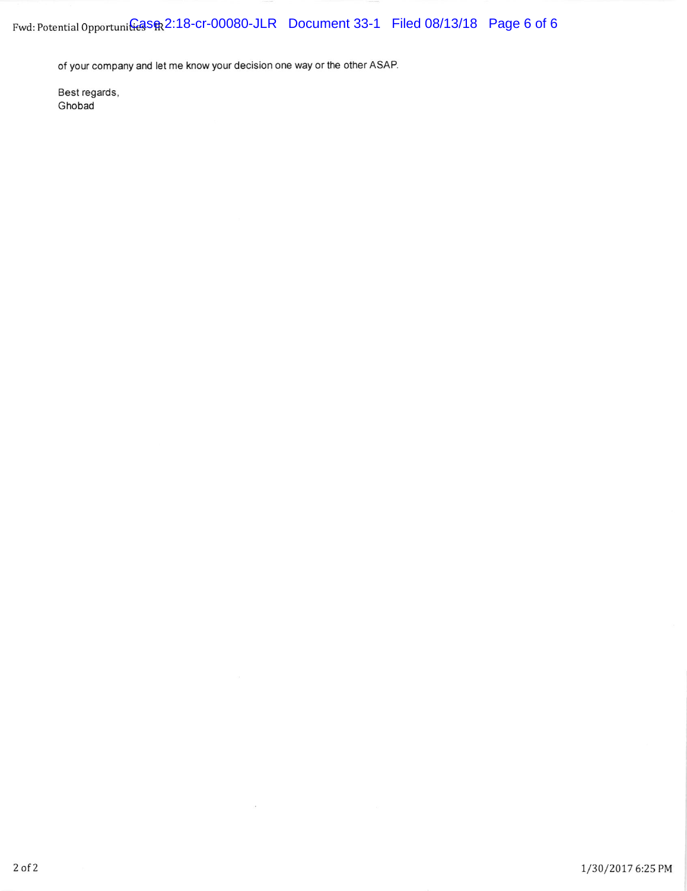of your company and let me know your decision one way or the other ASAP.

Best regards,
Ghobad